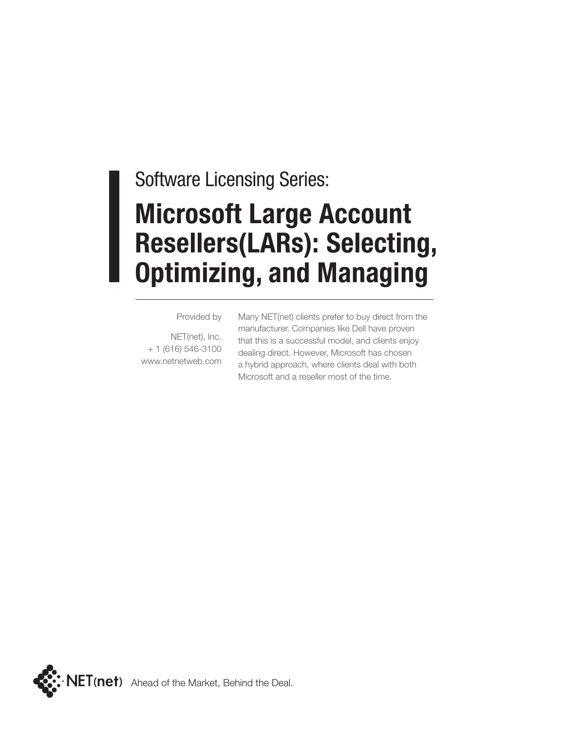Software Licensing Series:

# Microsoft Large Account Resellers(LARs): Selecting, Optimizing, and Managing

Provided by

NET(net), Inc.
+ 1 (616) 546-3100
www.netnetweb.com

Many NET(net) clients prefer to buy direct from the manufacturer. Companies like Dell have proven that this is a successful model, and clients enjoy dealing direct. However, Microsoft has chosen a hybrid approach, where clients deal with both Microsoft and a reseller most of the time.

NET(net) Ahead of the Market, Behind the Deal.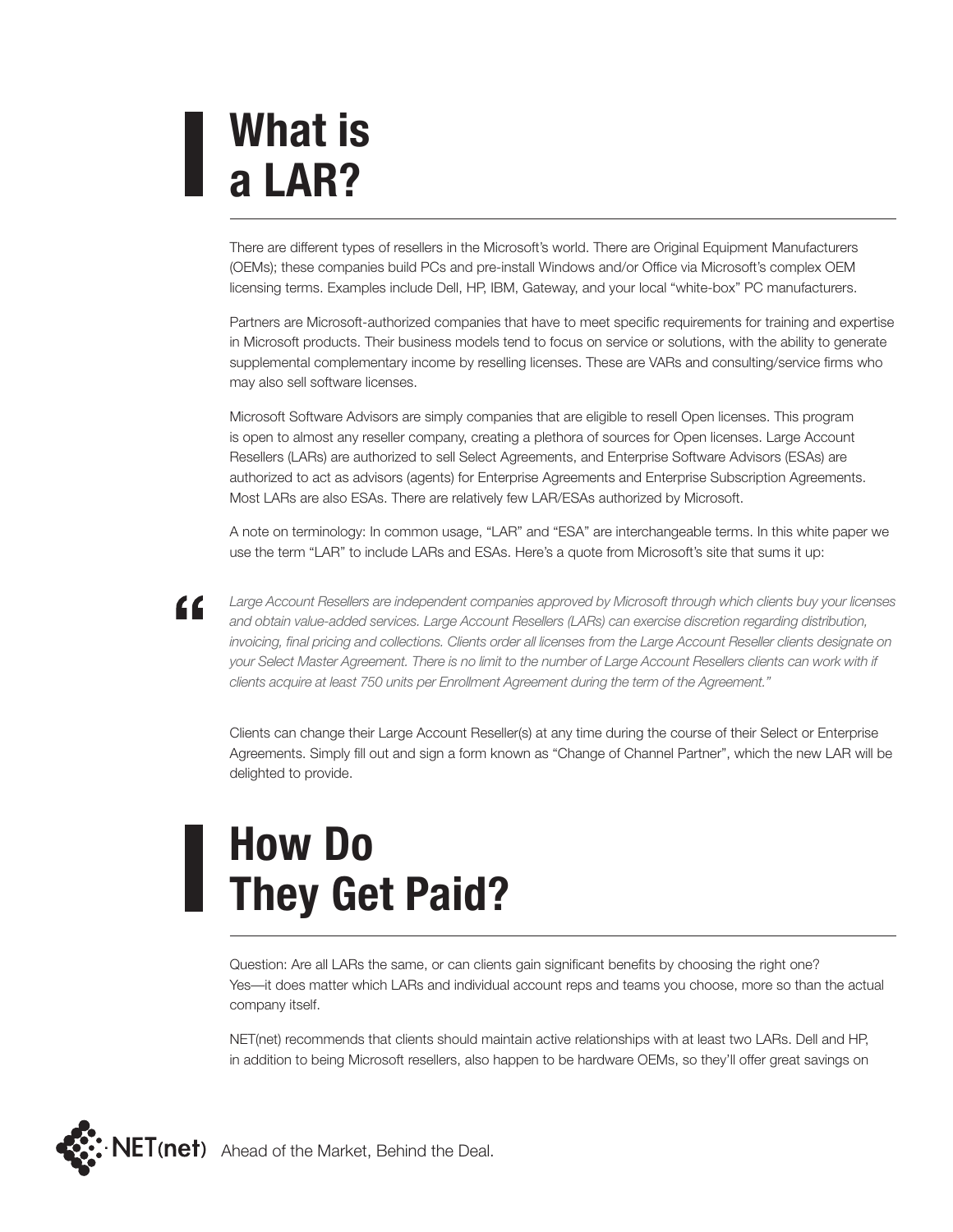# What is a LAR?

There are different types of resellers in the Microsoft's world. There are Original Equipment Manufacturers (OEMs); these companies build PCs and pre-install Windows and/or Office via Microsoft's complex OEM licensing terms. Examples include Dell, HP, IBM, Gateway, and your local "white-box" PC manufacturers.

Partners are Microsoft-authorized companies that have to meet specific requirements for training and expertise in Microsoft products. Their business models tend to focus on service or solutions, with the ability to generate supplemental complementary income by reselling licenses. These are VARs and consulting/service firms who may also sell software licenses.

Microsoft Software Advisors are simply companies that are eligible to resell Open licenses. This program is open to almost any reseller company, creating a plethora of sources for Open licenses. Large Account Resellers (LARs) are authorized to sell Select Agreements, and Enterprise Software Advisors (ESAs) are authorized to act as advisors (agents) for Enterprise Agreements and Enterprise Subscription Agreements. Most LARs are also ESAs. There are relatively few LAR/ESAs authorized by Microsoft.

A note on terminology: In common usage, "LAR" and "ESA" are interchangeable terms. In this white paper we use the term "LAR" to include LARs and ESAs. Here's a quote from Microsoft's site that sums it up:

> *Large Account Resellers are independent companies approved by Microsoft through which clients buy your licenses and obtain value-added services. Large Account Resellers (LARs) can exercise discretion regarding distribution, invoicing, final pricing and collections. Clients order all licenses from the Large Account Reseller clients designate on your Select Master Agreement. There is no limit to the number of Large Account Resellers clients can work with if clients acquire at least 750 units per Enrollment Agreement during the term of the Agreement."*

Clients can change their Large Account Reseller(s) at any time during the course of their Select or Enterprise Agreements. Simply fill out and sign a form known as "Change of Channel Partner", which the new LAR will be delighted to provide.

# How Do They Get Paid?

Question: Are all LARs the same, or can clients gain significant benefits by choosing the right one? Yes—it does matter which LARs and individual account reps and teams you choose, more so than the actual company itself.

NET(net) recommends that clients should maintain active relationships with at least two LARs. Dell and HP, in addition to being Microsoft resellers, also happen to be hardware OEMs, so they'll offer great savings on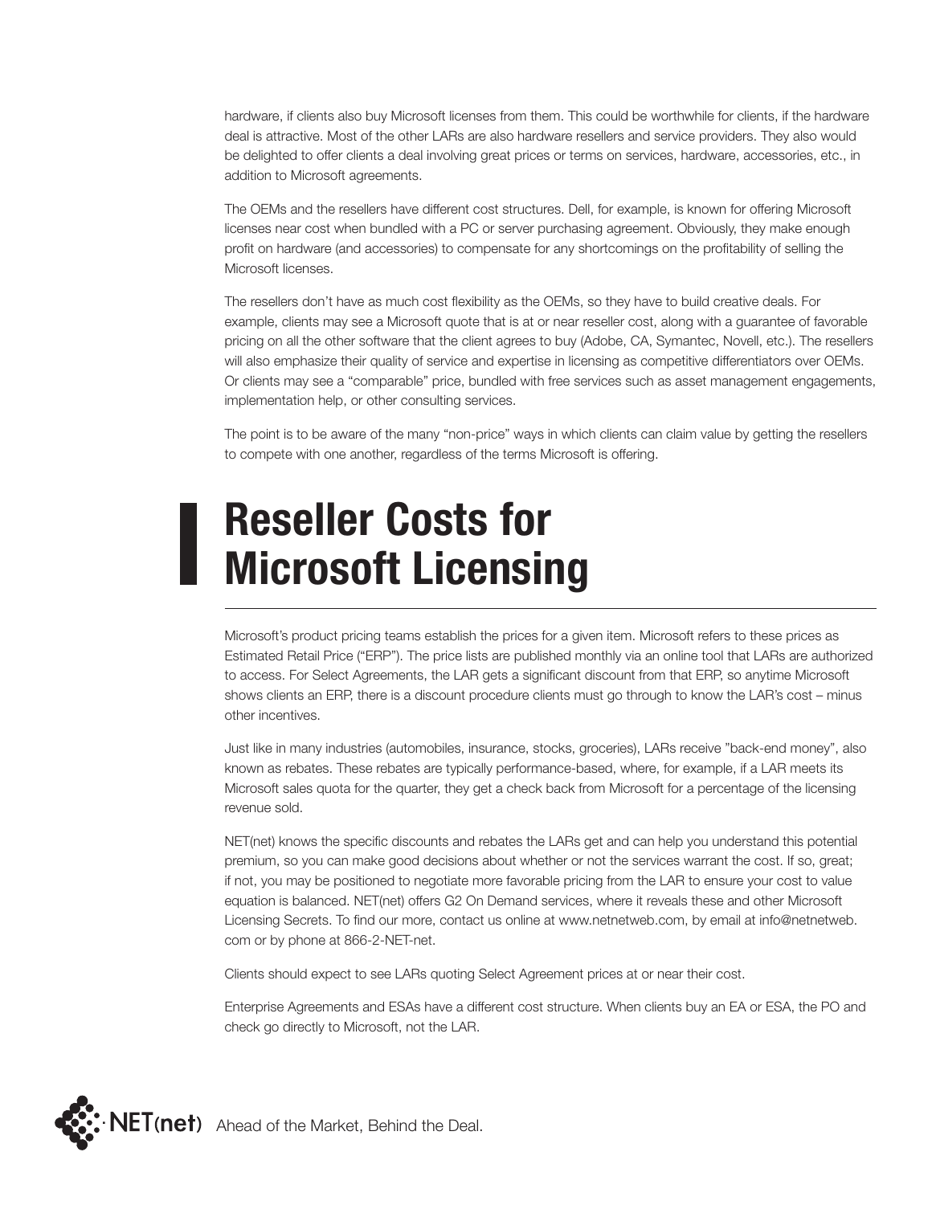hardware, if clients also buy Microsoft licenses from them. This could be worthwhile for clients, if the hardware deal is attractive. Most of the other LARs are also hardware resellers and service providers. They also would be delighted to offer clients a deal involving great prices or terms on services, hardware, accessories, etc., in addition to Microsoft agreements.

The OEMs and the resellers have different cost structures. Dell, for example, is known for offering Microsoft licenses near cost when bundled with a PC or server purchasing agreement. Obviously, they make enough profit on hardware (and accessories) to compensate for any shortcomings on the profitability of selling the Microsoft licenses.

The resellers don't have as much cost flexibility as the OEMs, so they have to build creative deals. For example, clients may see a Microsoft quote that is at or near reseller cost, along with a guarantee of favorable pricing on all the other software that the client agrees to buy (Adobe, CA, Symantec, Novell, etc.). The resellers will also emphasize their quality of service and expertise in licensing as competitive differentiators over OEMs. Or clients may see a "comparable" price, bundled with free services such as asset management engagements, implementation help, or other consulting services.

The point is to be aware of the many "non-price" ways in which clients can claim value by getting the resellers to compete with one another, regardless of the terms Microsoft is offering.

# Reseller Costs for Microsoft Licensing

Microsoft's product pricing teams establish the prices for a given item. Microsoft refers to these prices as Estimated Retail Price ("ERP"). The price lists are published monthly via an online tool that LARs are authorized to access. For Select Agreements, the LAR gets a significant discount from that ERP, so anytime Microsoft shows clients an ERP, there is a discount procedure clients must go through to know the LAR's cost – minus other incentives.

Just like in many industries (automobiles, insurance, stocks, groceries), LARs receive "back-end money", also known as rebates. These rebates are typically performance-based, where, for example, if a LAR meets its Microsoft sales quota for the quarter, they get a check back from Microsoft for a percentage of the licensing revenue sold.

NET(net) knows the specific discounts and rebates the LARs get and can help you understand this potential premium, so you can make good decisions about whether or not the services warrant the cost. If so, great; if not, you may be positioned to negotiate more favorable pricing from the LAR to ensure your cost to value equation is balanced. NET(net) offers G2 On Demand services, where it reveals these and other Microsoft Licensing Secrets. To find our more, contact us online at www.netnetweb.com, by email at info@netnetweb.com or by phone at 866-2-NET-net.

Clients should expect to see LARs quoting Select Agreement prices at or near their cost.

Enterprise Agreements and ESAs have a different cost structure. When clients buy an EA or ESA, the PO and check go directly to Microsoft, not the LAR.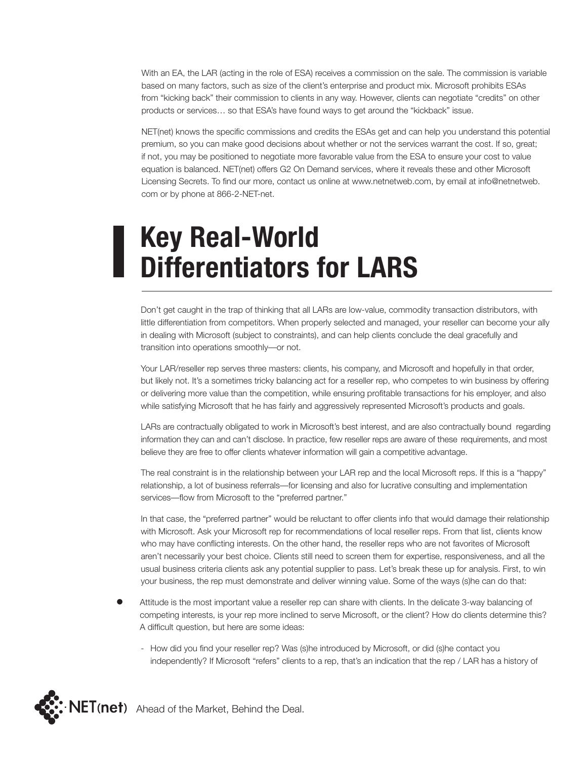With an EA, the LAR (acting in the role of ESA) receives a commission on the sale. The commission is variable based on many factors, such as size of the client's enterprise and product mix. Microsoft prohibits ESAs from "kicking back" their commission to clients in any way. However, clients can negotiate "credits" on other products or services… so that ESA's have found ways to get around the "kickback" issue.

NET(net) knows the specific commissions and credits the ESAs get and can help you understand this potential premium, so you can make good decisions about whether or not the services warrant the cost. If so, great; if not, you may be positioned to negotiate more favorable value from the ESA to ensure your cost to value equation is balanced. NET(net) offers G2 On Demand services, where it reveals these and other Microsoft Licensing Secrets. To find our more, contact us online at www.netnetweb.com, by email at info@netnetweb.com or by phone at 866-2-NET-net.

# Key Real-World Differentiators for LARS

Don't get caught in the trap of thinking that all LARs are low-value, commodity transaction distributors, with little differentiation from competitors. When properly selected and managed, your reseller can become your ally in dealing with Microsoft (subject to constraints), and can help clients conclude the deal gracefully and transition into operations smoothly—or not.

Your LAR/reseller rep serves three masters: clients, his company, and Microsoft and hopefully in that order, but likely not. It's a sometimes tricky balancing act for a reseller rep, who competes to win business by offering or delivering more value than the competition, while ensuring profitable transactions for his employer, and also while satisfying Microsoft that he has fairly and aggressively represented Microsoft's products and goals.

LARs are contractually obligated to work in Microsoft's best interest, and are also contractually bound regarding information they can and can't disclose. In practice, few reseller reps are aware of these requirements, and most believe they are free to offer clients whatever information will gain a competitive advantage.

The real constraint is in the relationship between your LAR rep and the local Microsoft reps. If this is a "happy" relationship, a lot of business referrals—for licensing and also for lucrative consulting and implementation services—flow from Microsoft to the "preferred partner."

In that case, the "preferred partner" would be reluctant to offer clients info that would damage their relationship with Microsoft. Ask your Microsoft rep for recommendations of local reseller reps. From that list, clients know who may have conflicting interests. On the other hand, the reseller reps who are not favorites of Microsoft aren't necessarily your best choice. Clients still need to screen them for expertise, responsiveness, and all the usual business criteria clients ask any potential supplier to pass. Let's break these up for analysis. First, to win your business, the rep must demonstrate and deliver winning value. Some of the ways (s)he can do that:

- Attitude is the most important value a reseller rep can share with clients. In the delicate 3-way balancing of competing interests, is your rep more inclined to serve Microsoft, or the client? How do clients determine this? A difficult question, but here are some ideas:
  - How did you find your reseller rep? Was (s)he introduced by Microsoft, or did (s)he contact you independently? If Microsoft "refers" clients to a rep, that's an indication that the rep / LAR has a history of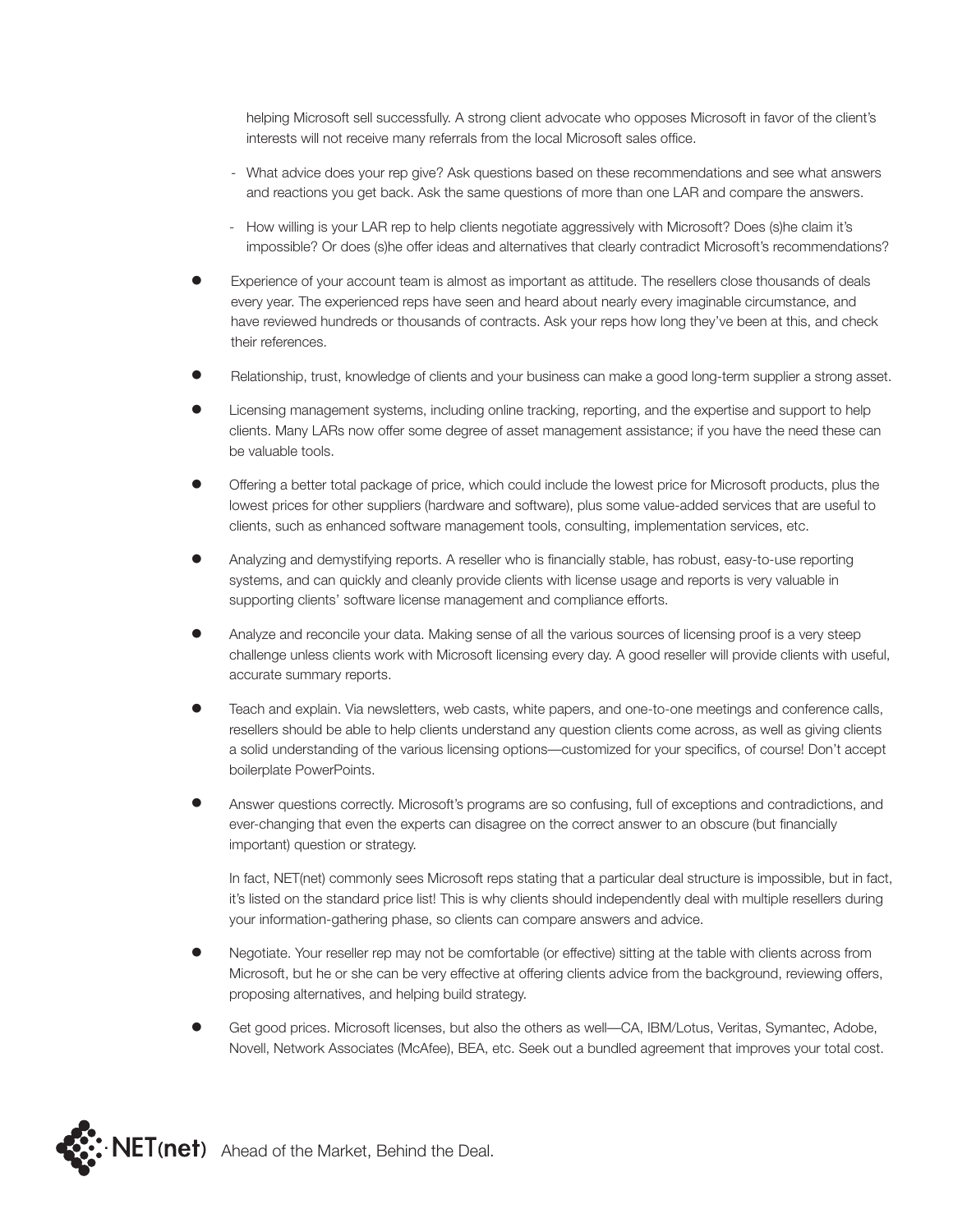helping Microsoft sell successfully. A strong client advocate who opposes Microsoft in favor of the client's interests will not receive many referrals from the local Microsoft sales office.

  - What advice does your rep give? Ask questions based on these recommendations and see what answers and reactions you get back. Ask the same questions of more than one LAR and compare the answers.
  - How willing is your LAR rep to help clients negotiate aggressively with Microsoft? Does (s)he claim it's impossible? Or does (s)he offer ideas and alternatives that clearly contradict Microsoft's recommendations?

- Experience of your account team is almost as important as attitude. The resellers close thousands of deals every year. The experienced reps have seen and heard about nearly every imaginable circumstance, and have reviewed hundreds or thousands of contracts. Ask your reps how long they've been at this, and check their references.
- Relationship, trust, knowledge of clients and your business can make a good long-term supplier a strong asset.
- Licensing management systems, including online tracking, reporting, and the expertise and support to help clients. Many LARs now offer some degree of asset management assistance; if you have the need these can be valuable tools.
- Offering a better total package of price, which could include the lowest price for Microsoft products, plus the lowest prices for other suppliers (hardware and software), plus some value-added services that are useful to clients, such as enhanced software management tools, consulting, implementation services, etc.
- Analyzing and demystifying reports. A reseller who is financially stable, has robust, easy-to-use reporting systems, and can quickly and cleanly provide clients with license usage and reports is very valuable in supporting clients' software license management and compliance efforts.
- Analyze and reconcile your data. Making sense of all the various sources of licensing proof is a very steep challenge unless clients work with Microsoft licensing every day. A good reseller will provide clients with useful, accurate summary reports.
- Teach and explain. Via newsletters, web casts, white papers, and one-to-one meetings and conference calls, resellers should be able to help clients understand any question clients come across, as well as giving clients a solid understanding of the various licensing options—customized for your specifics, of course! Don't accept boilerplate PowerPoints.
- Answer questions correctly. Microsoft's programs are so confusing, full of exceptions and contradictions, and ever-changing that even the experts can disagree on the correct answer to an obscure (but financially important) question or strategy.

  In fact, NET(net) commonly sees Microsoft reps stating that a particular deal structure is impossible, but in fact, it's listed on the standard price list! This is why clients should independently deal with multiple resellers during your information-gathering phase, so clients can compare answers and advice.

- Negotiate. Your reseller rep may not be comfortable (or effective) sitting at the table with clients across from Microsoft, but he or she can be very effective at offering clients advice from the background, reviewing offers, proposing alternatives, and helping build strategy.
- Get good prices. Microsoft licenses, but also the others as well—CA, IBM/Lotus, Veritas, Symantec, Adobe, Novell, Network Associates (McAfee), BEA, etc. Seek out a bundled agreement that improves your total cost.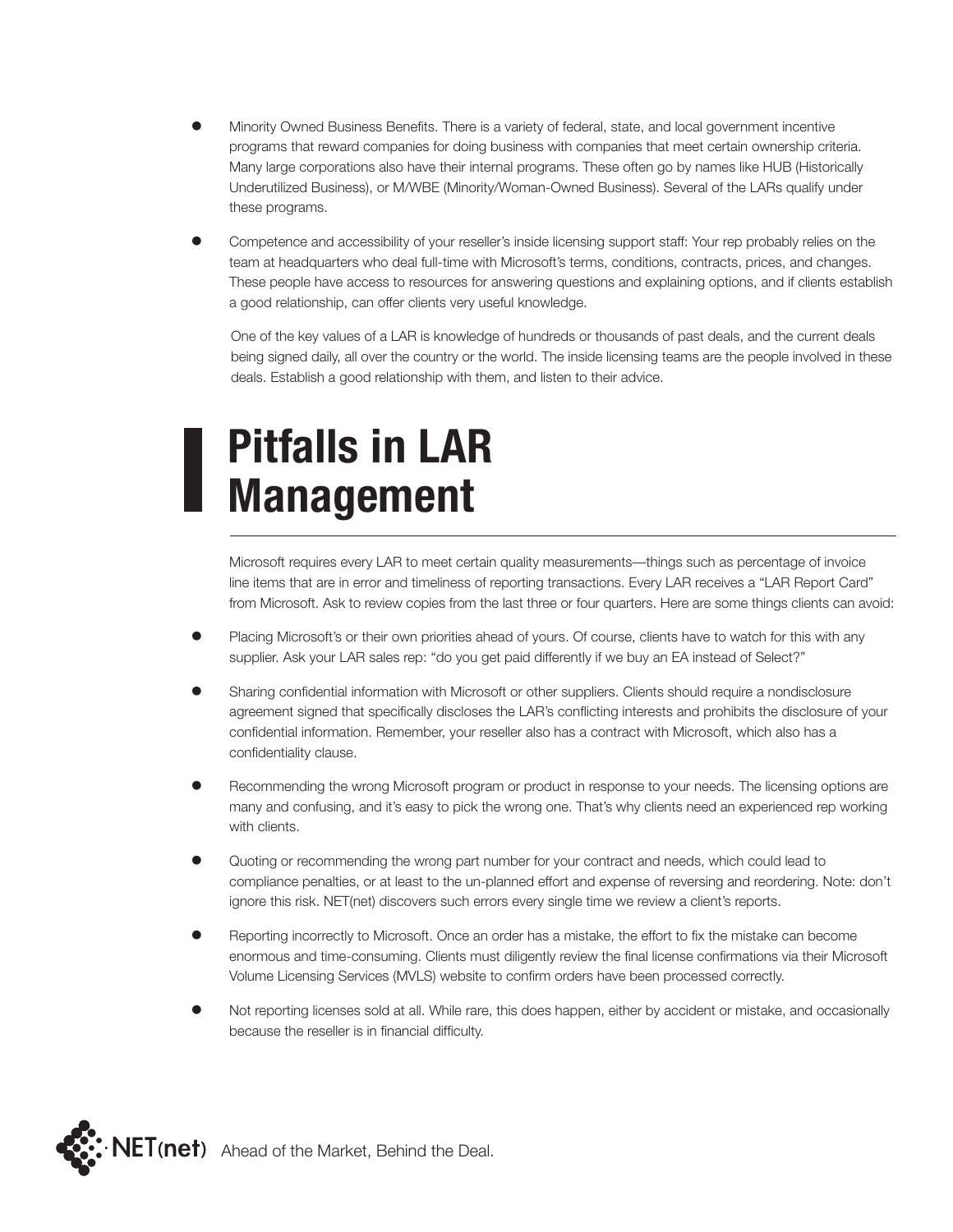- Minority Owned Business Benefits. There is a variety of federal, state, and local government incentive programs that reward companies for doing business with companies that meet certain ownership criteria. Many large corporations also have their internal programs. These often go by names like HUB (Historically Underutilized Business), or M/WBE (Minority/Woman-Owned Business). Several of the LARs qualify under these programs.

- Competence and accessibility of your reseller's inside licensing support staff: Your rep probably relies on the team at headquarters who deal full-time with Microsoft's terms, conditions, contracts, prices, and changes. These people have access to resources for answering questions and explaining options, and if clients establish a good relationship, can offer clients very useful knowledge.

  One of the key values of a LAR is knowledge of hundreds or thousands of past deals, and the current deals being signed daily, all over the country or the world. The inside licensing teams are the people involved in these deals. Establish a good relationship with them, and listen to their advice.

# Pitfalls in LAR Management

Microsoft requires every LAR to meet certain quality measurements—things such as percentage of invoice line items that are in error and timeliness of reporting transactions. Every LAR receives a "LAR Report Card" from Microsoft. Ask to review copies from the last three or four quarters. Here are some things clients can avoid:

- Placing Microsoft's or their own priorities ahead of yours. Of course, clients have to watch for this with any supplier. Ask your LAR sales rep: "do you get paid differently if we buy an EA instead of Select?"

- Sharing confidential information with Microsoft or other suppliers. Clients should require a nondisclosure agreement signed that specifically discloses the LAR's conflicting interests and prohibits the disclosure of your confidential information. Remember, your reseller also has a contract with Microsoft, which also has a confidentiality clause.

- Recommending the wrong Microsoft program or product in response to your needs. The licensing options are many and confusing, and it's easy to pick the wrong one. That's why clients need an experienced rep working with clients.

- Quoting or recommending the wrong part number for your contract and needs, which could lead to compliance penalties, or at least to the un-planned effort and expense of reversing and reordering. Note: don't ignore this risk. NET(net) discovers such errors every single time we review a client's reports.

- Reporting incorrectly to Microsoft. Once an order has a mistake, the effort to fix the mistake can become enormous and time-consuming. Clients must diligently review the final license confirmations via their Microsoft Volume Licensing Services (MVLS) website to confirm orders have been processed correctly.

- Not reporting licenses sold at all. While rare, this does happen, either by accident or mistake, and occasionally because the reseller is in financial difficulty.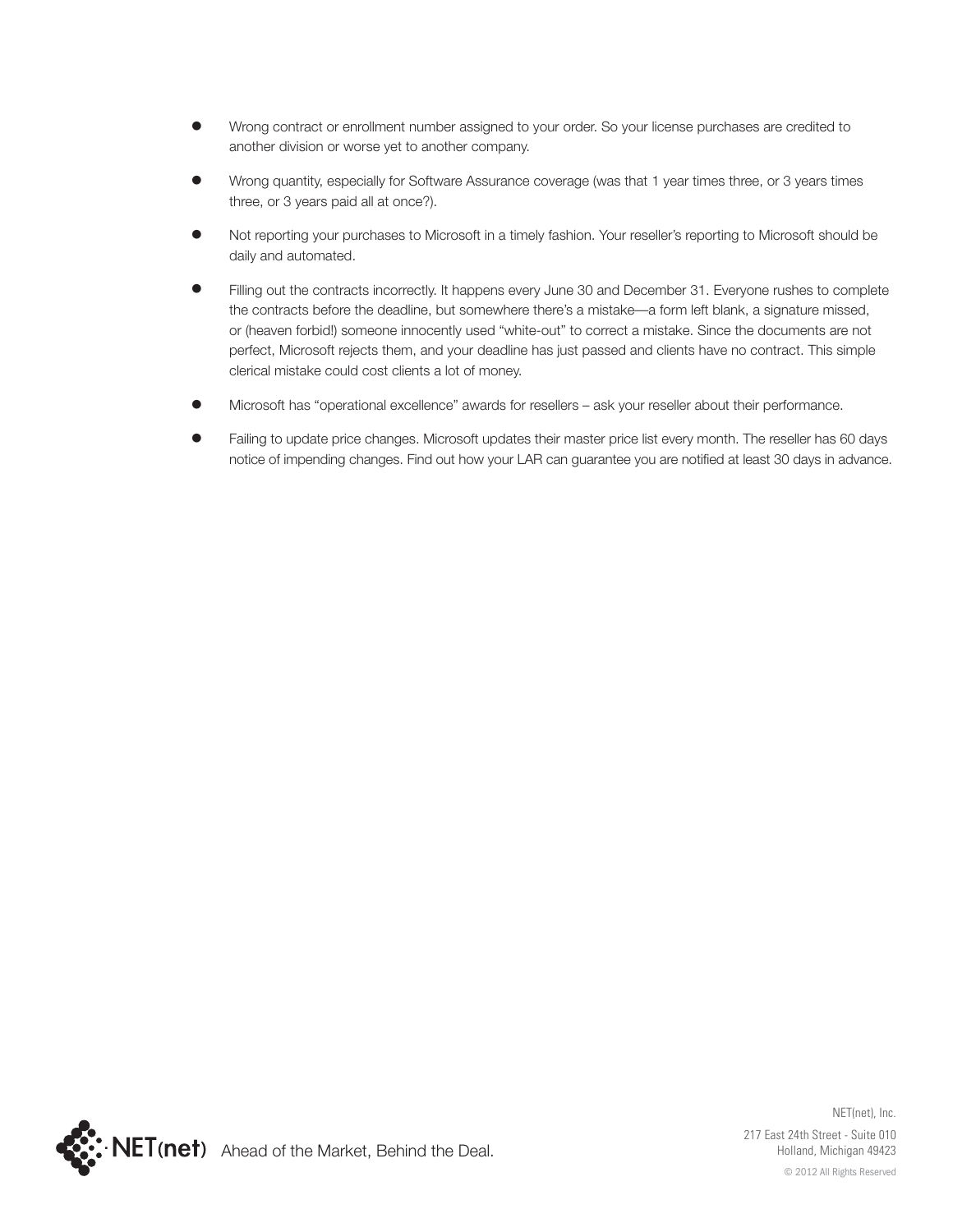- Wrong contract or enrollment number assigned to your order. So your license purchases are credited to another division or worse yet to another company.
- Wrong quantity, especially for Software Assurance coverage (was that 1 year times three, or 3 years times three, or 3 years paid all at once?).
- Not reporting your purchases to Microsoft in a timely fashion. Your reseller's reporting to Microsoft should be daily and automated.
- Filling out the contracts incorrectly. It happens every June 30 and December 31. Everyone rushes to complete the contracts before the deadline, but somewhere there's a mistake—a form left blank, a signature missed, or (heaven forbid!) someone innocently used "white-out" to correct a mistake. Since the documents are not perfect, Microsoft rejects them, and your deadline has just passed and clients have no contract. This simple clerical mistake could cost clients a lot of money.
- Microsoft has "operational excellence" awards for resellers – ask your reseller about their performance.
- Failing to update price changes. Microsoft updates their master price list every month. The reseller has 60 days notice of impending changes. Find out how your LAR can guarantee you are notified at least 30 days in advance.

NET(net) Ahead of the Market, Behind the Deal.

NET(net), Inc.
217 East 24th Street - Suite 010
Holland, Michigan 49423
© 2012 All Rights Reserved